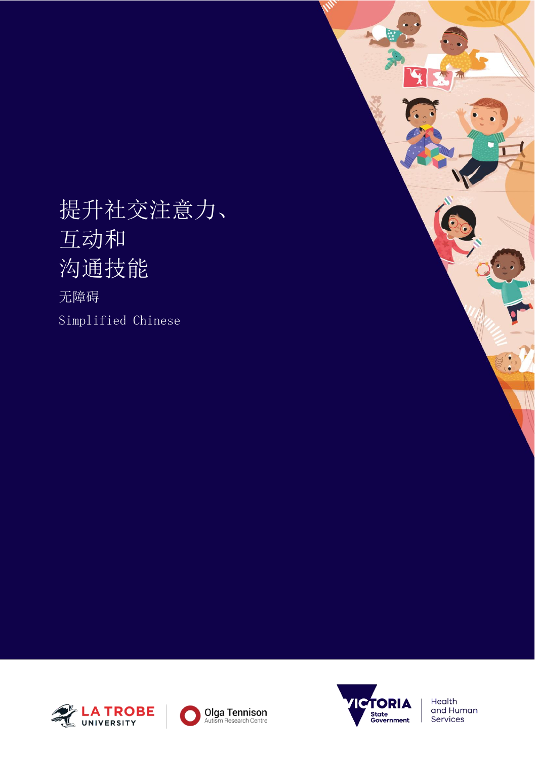# 提升社交注意力、互动和沟通技能

无障碍

Simplified Chinese

LA TROBE UNIVERSITY

Olga Tennison Autism Research Centre

VICTORIA State Government

Health and Human Services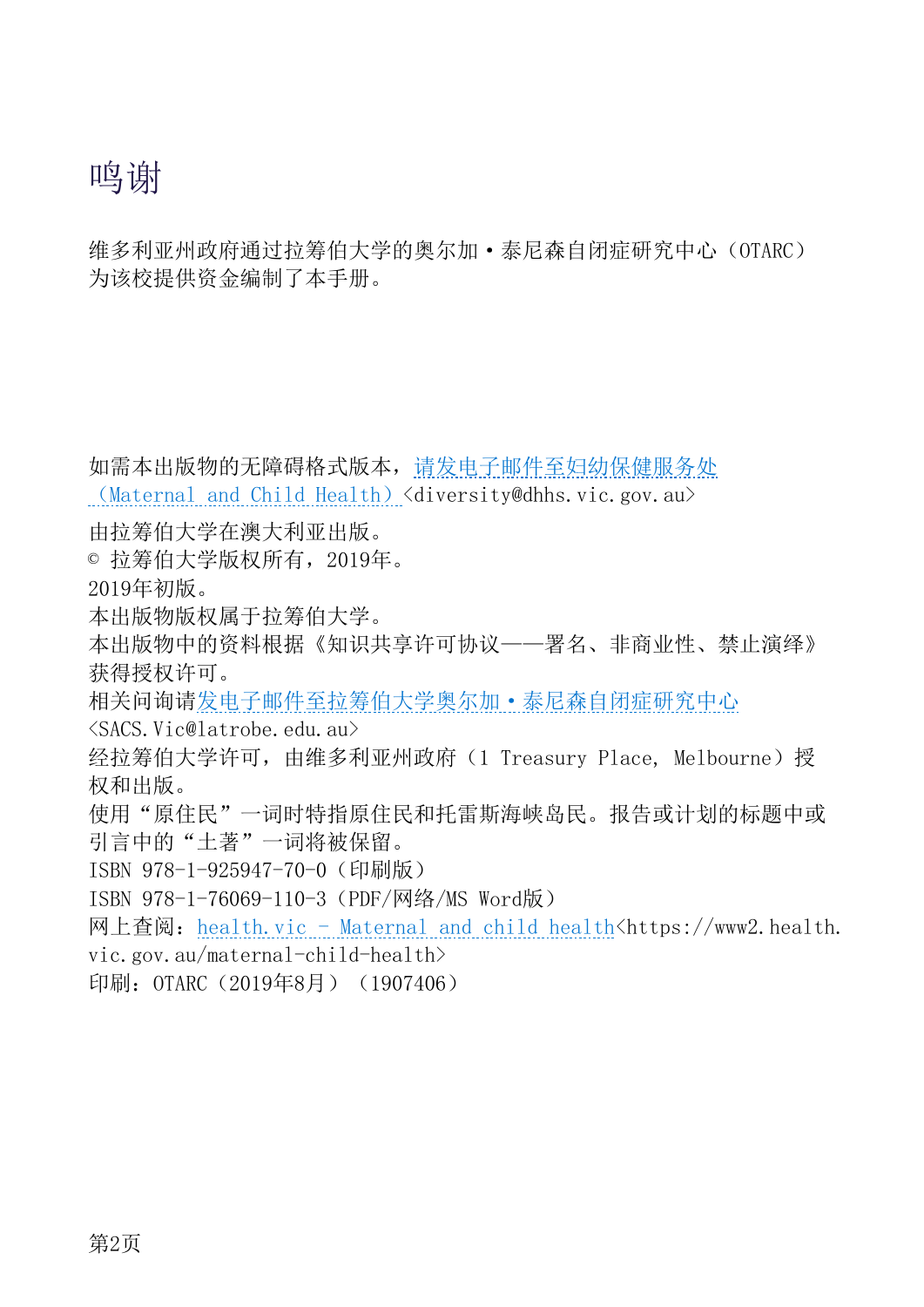# 鸣谢

维多利亚州政府通过拉筹伯大学的奥尔加·泰尼森自闭症研究中心（OTARC）为该校提供资金编制了本手册。

如需本出版物的无障碍格式版本，请发电子邮件至妇幼保健服务处（Maternal and Child Health）<diversity@dhhs.vic.gov.au>

由拉筹伯大学在澳大利亚出版。

© 拉筹伯大学版权所有，2019年。

2019年初版。

本出版物版权属于拉筹伯大学。

本出版物中的资料根据《知识共享许可协议——署名、非商业性、禁止演绎》获得授权许可。

相关问询请发电子邮件至拉筹伯大学奥尔加·泰尼森自闭症研究中心<SACS.Vic@latrobe.edu.au>

经拉筹伯大学许可，由维多利亚州政府（1 Treasury Place, Melbourne）授权和出版。

使用“原住民”一词时特指原住民和托雷斯海峡岛民。报告或计划的标题中或引言中的“土著”一词将被保留。

ISBN 978-1-925947-70-0（印刷版）

ISBN 978-1-76069-110-3（PDF/网络/MS Word版）

网上查阅：health.vic - Maternal and child health<https://www2.health.vic.gov.au/maternal-child-health>

印刷：OTARC（2019年8月）（1907406）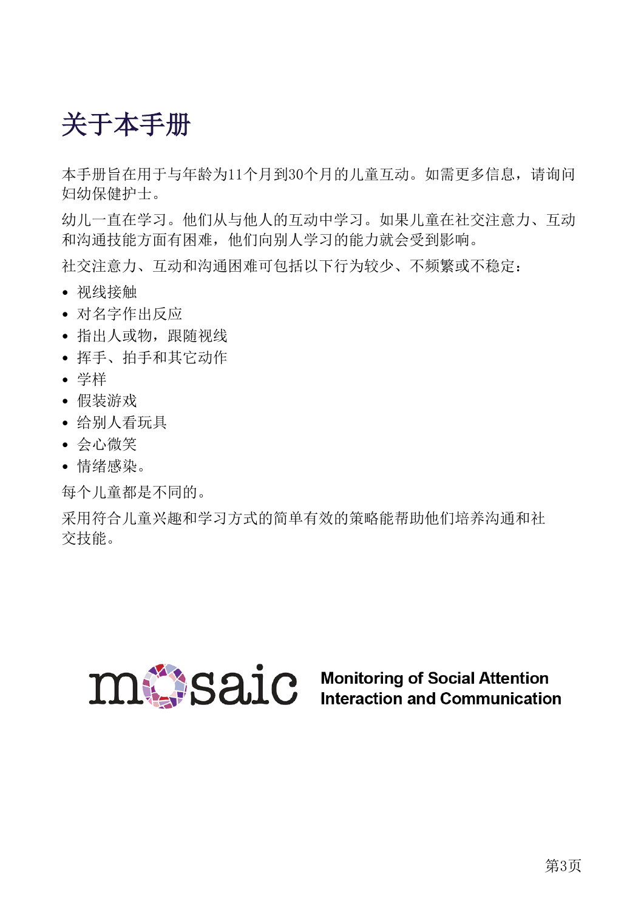# 关于本手册

本手册旨在用于与年龄为11个月到30个月的儿童互动。如需更多信息，请询问妇幼保健护士。

幼儿一直在学习。他们从与他人的互动中学习。如果儿童在社交注意力、互动和沟通技能方面有困难，他们向别人学习的能力就会受到影响。

社交注意力、互动和沟通困难可包括以下行为较少、不频繁或不稳定：

- 视线接触
- 对名字作出反应
- 指出人或物，跟随视线
- 挥手、拍手和其它动作
- 学样
- 假装游戏
- 给别人看玩具
- 会心微笑
- 情绪感染。

每个儿童都是不同的。

采用符合儿童兴趣和学习方式的简单有效的策略能帮助他们培养沟通和社交技能。

mosaic Monitoring of Social Attention Interaction and Communication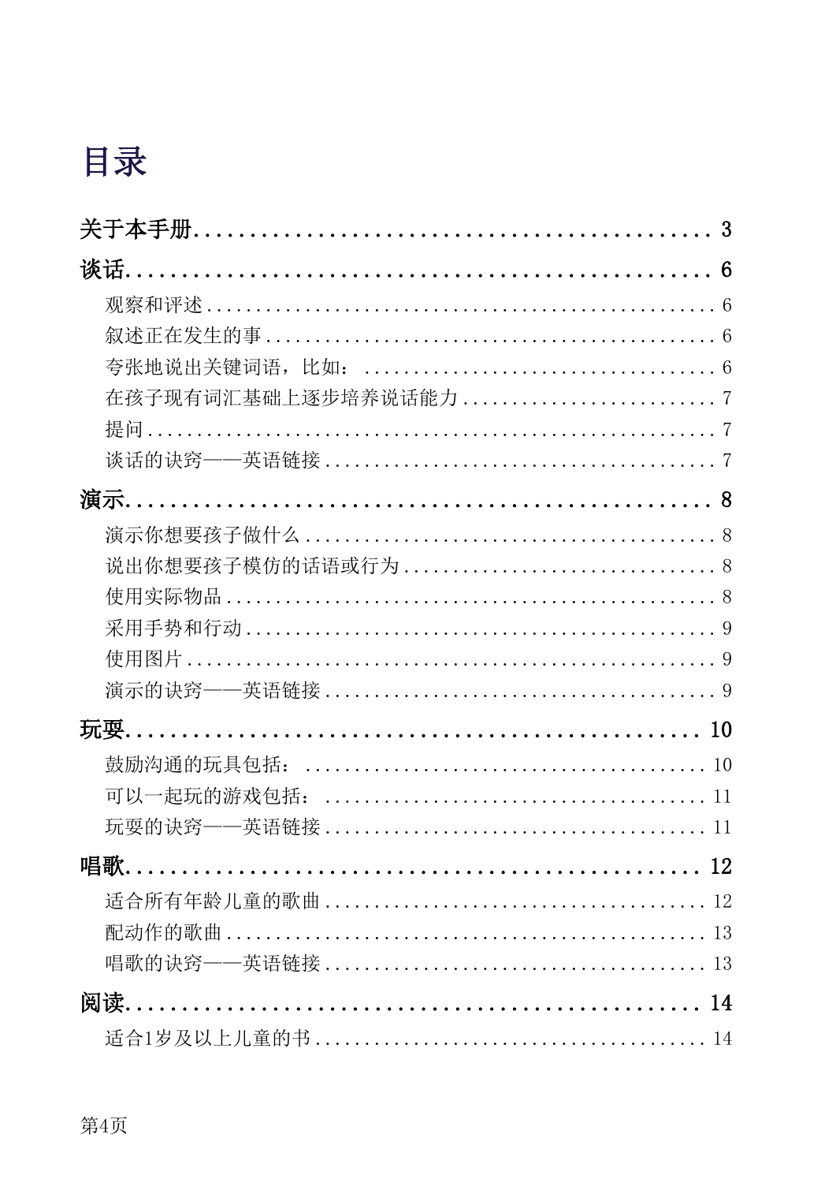# 目录

**关于本手册** ........................................................ 3

**谈话** ........................................................ 6

- 观察和评述 ........................................................ 6
- 叙述正在发生的事 ........................................................ 6
- 夸张地说出关键词语，比如： ........................................................ 6
- 在孩子现有词汇基础上逐步培养说话能力 ........................................................ 7
- 提问 ........................................................ 7
- 谈话的诀窍——英语链接 ........................................................ 7

**演示** ........................................................ 8

- 演示你想要孩子做什么 ........................................................ 8
- 说出你想要孩子模仿的话语或行为 ........................................................ 8
- 使用实际物品 ........................................................ 8
- 采用手势和行动 ........................................................ 9
- 使用图片 ........................................................ 9
- 演示的诀窍——英语链接 ........................................................ 9

**玩耍** ........................................................ 10

- 鼓励沟通的玩具包括： ........................................................ 10
- 可以一起玩的游戏包括： ........................................................ 11
- 玩耍的诀窍——英语链接 ........................................................ 11

**唱歌** ........................................................ 12

- 适合所有年龄儿童的歌曲 ........................................................ 12
- 配动作的歌曲 ........................................................ 13
- 唱歌的诀窍——英语链接 ........................................................ 13

**阅读** ........................................................ 14

- 适合1岁及以上儿童的书 ........................................................ 14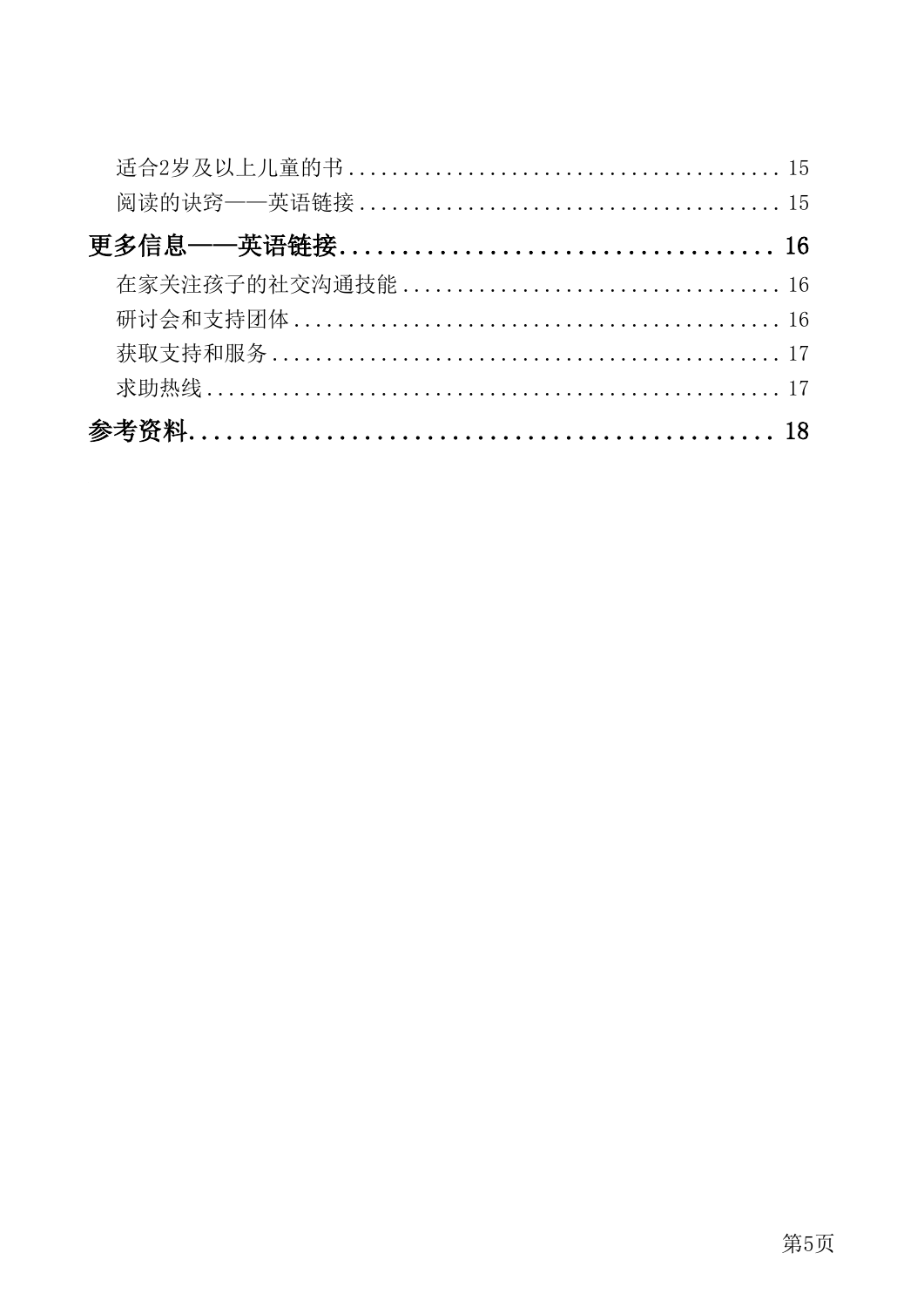适合2岁及以上儿童的书 .......................................... 15

阅读的诀窍——英语链接 .......................................... 15

**更多信息——英语链接 .......................................... 16**

在家关注孩子的社交沟通技能 .......................................... 16

研讨会和支持团体 .......................................... 16

获取支持和服务 .......................................... 17

求助热线 .......................................... 17

**参考资料 .......................................... 18**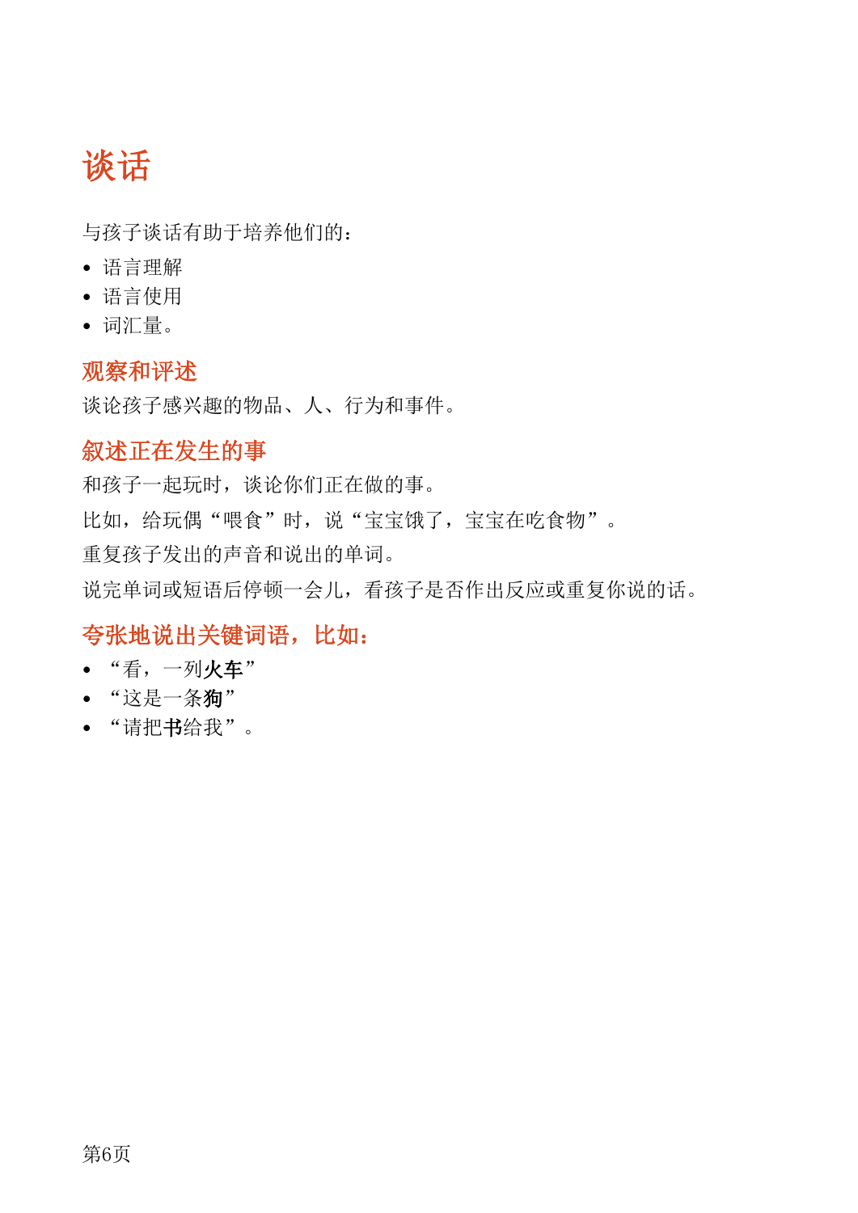# 谈话

与孩子谈话有助于培养他们的：

- 语言理解
- 语言使用
- 词汇量。

## 观察和评述

谈论孩子感兴趣的物品、人、行为和事件。

## 叙述正在发生的事

和孩子一起玩时，谈论你们正在做的事。

比如，给玩偶“喂食”时，说“宝宝饿了，宝宝在吃食物”。

重复孩子发出的声音和说出的单词。

说完单词或短语后停顿一会儿，看孩子是否作出反应或重复你说的话。

## 夸张地说出关键词语，比如：

- “看，一列**火车**”
- “这是一条**狗**”
- “请把**书**给我”。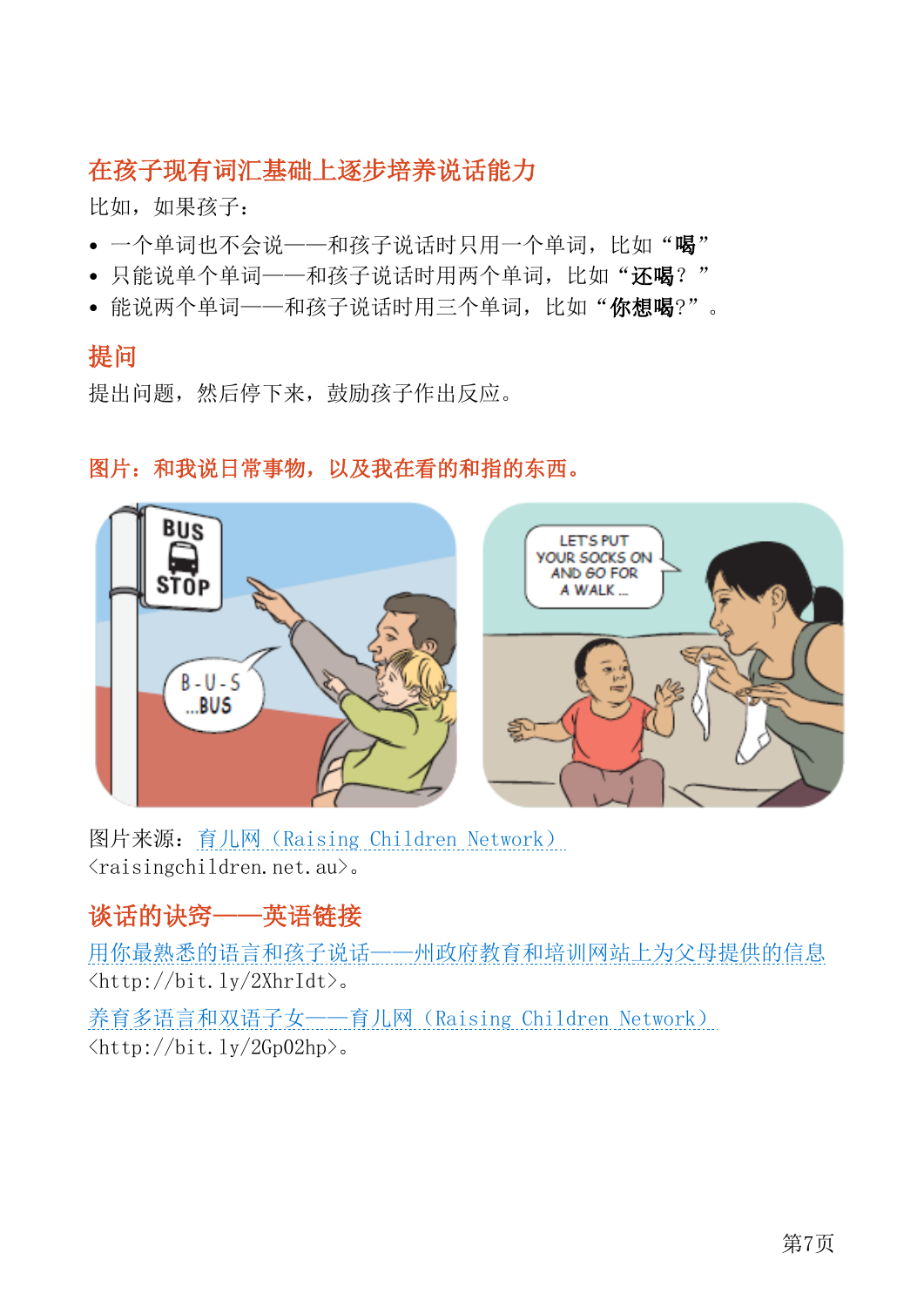## 在孩子现有词汇基础上逐步培养说话能力

比如，如果孩子：

- 一个单词也不会说——和孩子说话时只用一个单词，比如“**喝**”
- 只能说单个单词——和孩子说话时用两个单词，比如“**还喝**？”
- 能说两个单词——和孩子说话时用三个单词，比如“**你想喝**?”。

## 提问

提出问题，然后停下来，鼓励孩子作出反应。

图片：和我说日常事物，以及我在看的和指的东西。

图片来源：育儿网（Raising Children Network）<raisingchildren.net.au>。

## 谈话的诀窍——英语链接

用你最熟悉的语言和孩子说话——州政府教育和培训网站上为父母提供的信息 <http://bit.ly/2XhrIdt>。

养育多语言和双语子女——育儿网（Raising Children Network）<http://bit.ly/2Gp02hp>。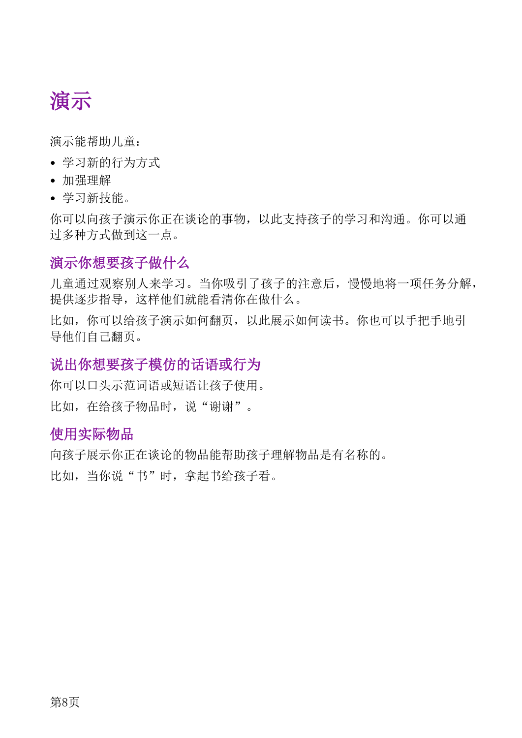# 演示

演示能帮助儿童：

- 学习新的行为方式
- 加强理解
- 学习新技能。

你可以向孩子演示你正在谈论的事物，以此支持孩子的学习和沟通。你可以通过多种方式做到这一点。

## 演示你想要孩子做什么

儿童通过观察别人来学习。当你吸引了孩子的注意后，慢慢地将一项任务分解，提供逐步指导，这样他们就能看清你在做什么。

比如，你可以给孩子演示如何翻页，以此展示如何读书。你也可以手把手地引导他们自己翻页。

## 说出你想要孩子模仿的话语或行为

你可以口头示范词语或短语让孩子使用。

比如，在给孩子物品时，说“谢谢”。

## 使用实际物品

向孩子展示你正在谈论的物品能帮助孩子理解物品是有名称的。

比如，当你说“书”时，拿起书给孩子看。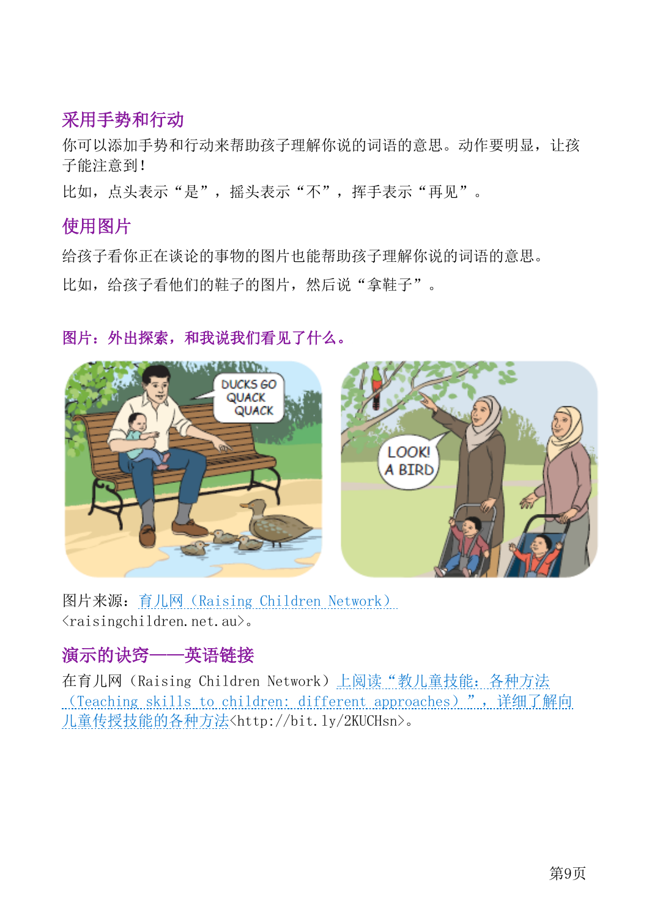## 采用手势和行动

你可以添加手势和行动来帮助孩子理解你说的词语的意思。动作要明显，让孩子能注意到！

比如，点头表示“是”，摇头表示“不”，挥手表示“再见”。

## 使用图片

给孩子看你正在谈论的事物的图片也能帮助孩子理解你说的词语的意思。

比如，给孩子看他们的鞋子的图片，然后说“拿鞋子”。

**图片：外出探索，和我说我们看见了什么。**

图片来源：育儿网（Raising Children Network）<raisingchildren.net.au>。

## 演示的诀窍——英语链接

在育儿网（Raising Children Network）上阅读“教儿童技能：各种方法（Teaching skills to children: different approaches）”，详细了解向儿童传授技能的各种方法<http://bit.ly/2KUCHsn>。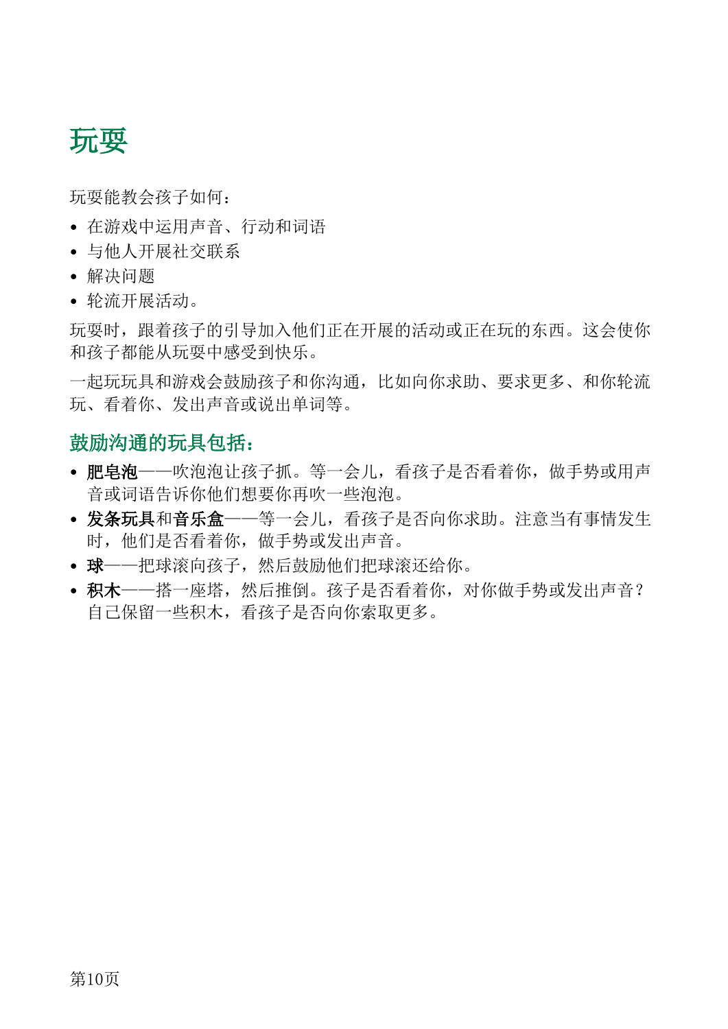# 玩耍

玩耍能教会孩子如何：

- 在游戏中运用声音、行动和词语
- 与他人开展社交联系
- 解决问题
- 轮流开展活动。

玩耍时，跟着孩子的引导加入他们正在开展的活动或正在玩的东西。这会使你和孩子都能从玩耍中感受到快乐。

一起玩玩具和游戏会鼓励孩子和你沟通，比如向你求助、要求更多、和你轮流玩、看着你、发出声音或说出单词等。

## 鼓励沟通的玩具包括：

- **肥皂泡**——吹泡泡让孩子抓。等一会儿，看孩子是否看着你，做手势或用声音或词语告诉你他们想要你再吹一些泡泡。
- **发条玩具**和**音乐盒**——等一会儿，看孩子是否向你求助。注意当有事情发生时，他们是否看着你，做手势或发出声音。
- **球**——把球滚向孩子，然后鼓励他们把球滚还给你。
- **积木**——搭一座塔，然后推倒。孩子是否看着你，对你做手势或发出声音？自己保留一些积木，看孩子是否向你索取更多。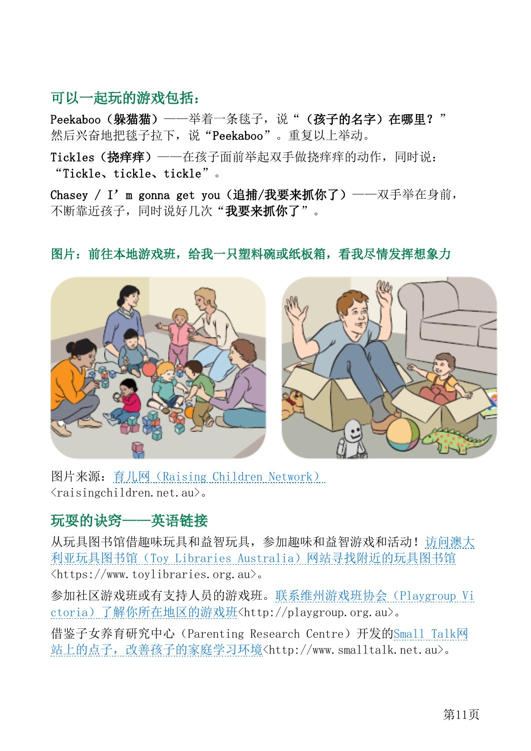## 可以一起玩的游戏包括：

Peekaboo（**躲猫猫**）——举着一条毯子，说“（**孩子的名字）在哪里？**”然后兴奋地把毯子拉下，说“Peekaboo”。重复以上举动。

Tickles（**挠痒痒**）——在孩子面前举起双手做挠痒痒的动作，同时说：“Tickle、tickle、tickle”。

Chasey / I’m gonna get you（**追捕/我要来抓你了**）——双手举在身前，不断靠近孩子，同时说好几次“**我要来抓你了**”。

**图片：前往本地游戏班，给我一只塑料碗或纸板箱，看我尽情发挥想象力**

图片来源：育儿网（Raising Children Network）<raisingchildren.net.au>。

## 玩耍的诀窍——英语链接

从玩具图书馆借趣味玩具和益智玩具，参加趣味和益智游戏和活动！访问澳大利亚玩具图书馆（Toy Libraries Australia）网站寻找附近的玩具图书馆<https://www.toylibraries.org.au>。

参加社区游戏班或有支持人员的游戏班。联系维州游戏班协会（Playgroup Victoria）了解你所在地区的游戏班<http://playgroup.org.au>。

借鉴子女养育研究中心（Parenting Research Centre）开发的Small Talk网站上的点子，改善孩子的家庭学习环境<http://www.smalltalk.net.au>。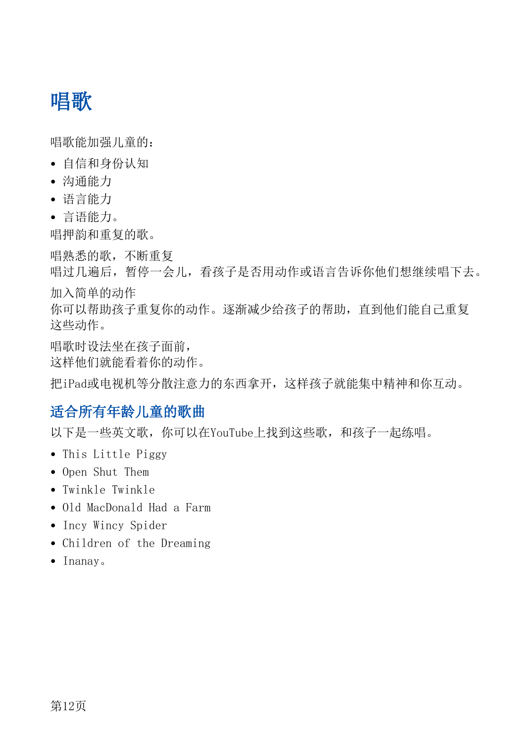# 唱歌

唱歌能加强儿童的：

- 自信和身份认知
- 沟通能力
- 语言能力
- 言语能力。

唱押韵和重复的歌。

唱熟悉的歌，不断重复
唱过几遍后，暂停一会儿，看孩子是否用动作或语言告诉你他们想继续唱下去。

加入简单的动作
你可以帮助孩子重复你的动作。逐渐减少给孩子的帮助，直到他们能自己重复这些动作。

唱歌时设法坐在孩子面前，
这样他们就能看着你的动作。

把iPad或电视机等分散注意力的东西拿开，这样孩子就能集中精神和你互动。

## 适合所有年龄儿童的歌曲

以下是一些英文歌，你可以在YouTube上找到这些歌，和孩子一起练唱。

- This Little Piggy
- Open Shut Them
- Twinkle Twinkle
- Old MacDonald Had a Farm
- Incy Wincy Spider
- Children of the Dreaming
- Inanay。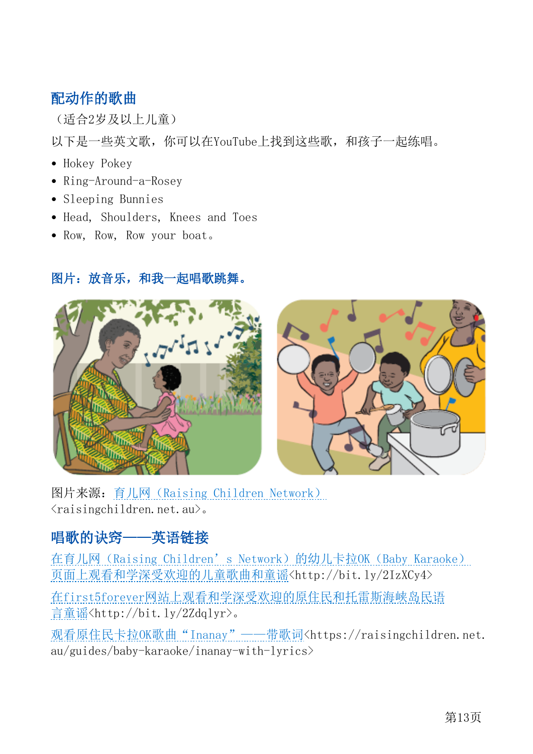## 配动作的歌曲

（适合2岁及以上儿童）

以下是一些英文歌，你可以在YouTube上找到这些歌，和孩子一起练唱。

- Hokey Pokey
- Ring-Around-a-Rosey
- Sleeping Bunnies
- Head, Shoulders, Knees and Toes
- Row, Row, Row your boat。

### 图片：放音乐，和我一起唱歌跳舞。

图片来源：育儿网（Raising Children Network）<raisingchildren.net.au>。

## 唱歌的诀窍——英语链接

在育儿网（Raising Children's Network）的幼儿卡拉OK（Baby Karaoke）页面上观看和学深受欢迎的儿童歌曲和童谣<http://bit.ly/2IzXCy4>

在first5forever网站上观看和学深受欢迎的原住民和托雷斯海峡岛民语言童谣<http://bit.ly/2Zdqlyr>。

观看原住民卡拉OK歌曲"Inanay"——带歌词<https://raisingchildren.net.au/guides/baby-karaoke/inanay-with-lyrics>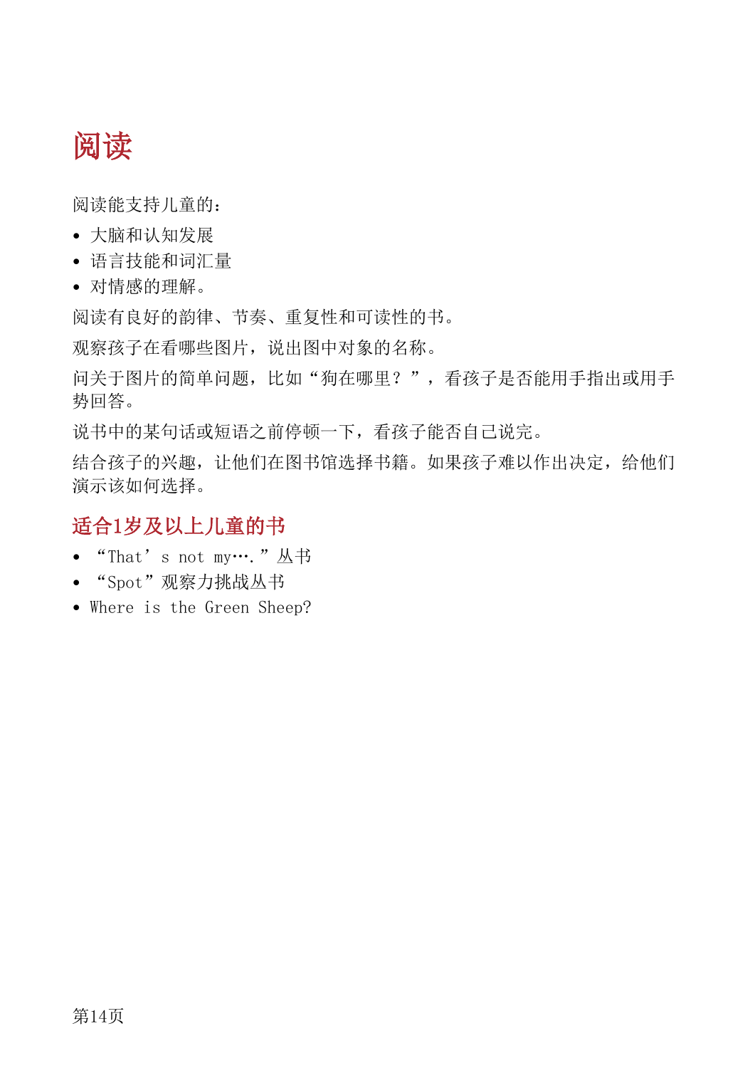# 阅读

阅读能支持儿童的：

- 大脑和认知发展
- 语言技能和词汇量
- 对情感的理解。

阅读有良好的韵律、节奏、重复性和可读性的书。

观察孩子在看哪些图片，说出图中对象的名称。

问关于图片的简单问题，比如“狗在哪里？”，看孩子是否能用手指出或用手势回答。

说书中的某句话或短语之前停顿一下，看孩子能否自己说完。

结合孩子的兴趣，让他们在图书馆选择书籍。如果孩子难以作出决定，给他们演示该如何选择。

## 适合1岁及以上儿童的书

- “That’s not my….”丛书
- “Spot”观察力挑战丛书
- Where is the Green Sheep?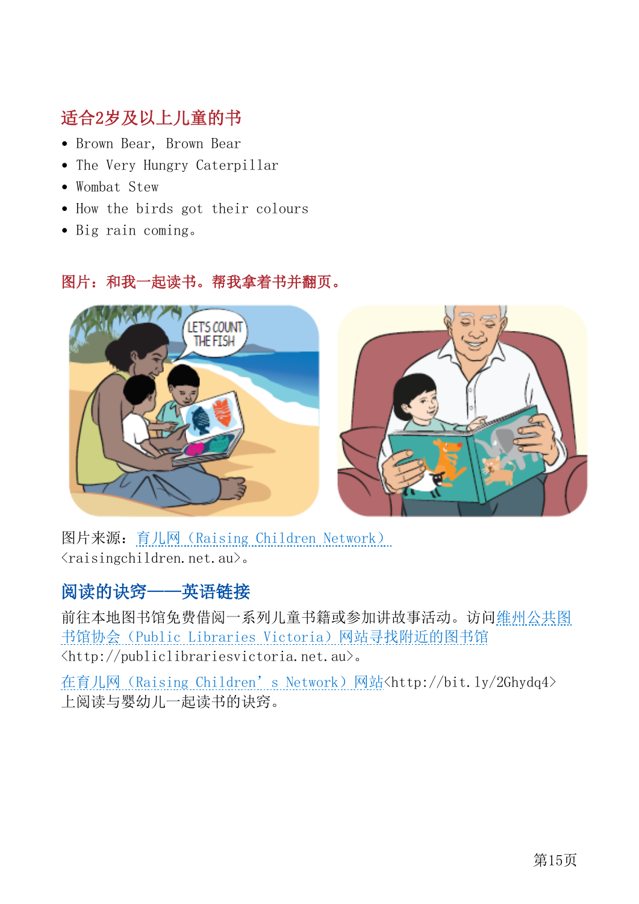## 适合2岁及以上儿童的书

- Brown Bear, Brown Bear
- The Very Hungry Caterpillar
- Wombat Stew
- How the birds got their colours
- Big rain coming。

**图片：和我一起读书。帮我拿着书并翻页。**

图片来源：育儿网（Raising Children Network）<raisingchildren.net.au>。

## 阅读的诀窍——英语链接

前往本地图书馆免费借阅一系列儿童书籍或参加讲故事活动。访问维州公共图书馆协会（Public Libraries Victoria）网站寻找附近的图书馆<http://publiclibrariesvictoria.net.au>。

在育儿网（Raising Children’s Network）网站<http://bit.ly/2Ghydq4>上阅读与婴幼儿一起读书的诀窍。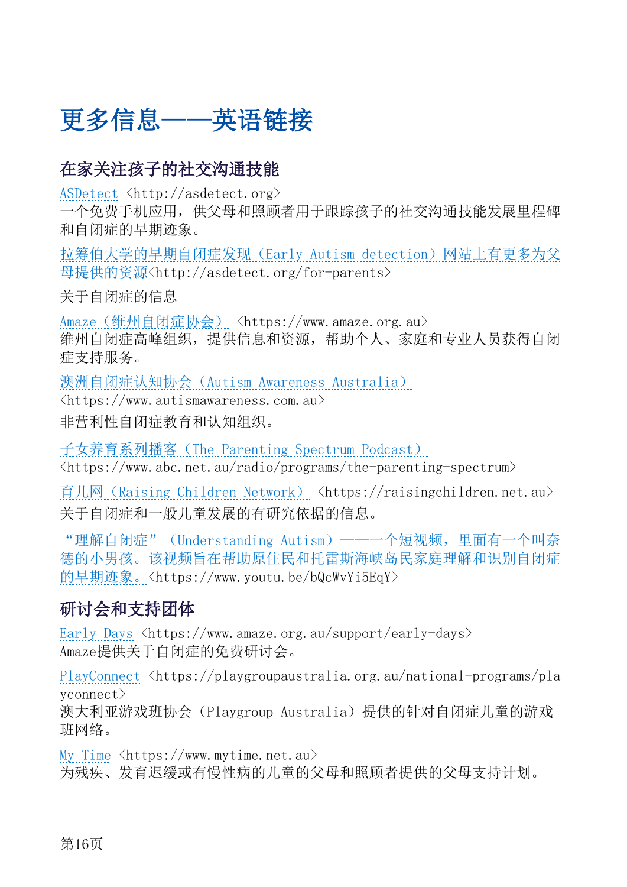# 更多信息——英语链接

## 在家关注孩子的社交沟通技能

ASDetect <http://asdetect.org>
一个免费手机应用，供父母和照顾者用于跟踪孩子的社交沟通技能发展里程碑和自闭症的早期迹象。

拉筹伯大学的早期自闭症发现（Early Autism detection）网站上有更多为父母提供的资源<http://asdetect.org/for-parents>

关于自闭症的信息

Amaze（维州自闭症协会） <https://www.amaze.org.au>
维州自闭症高峰组织，提供信息和资源，帮助个人、家庭和专业人员获得自闭症支持服务。

澳洲自闭症认知协会（Autism Awareness Australia）
<https://www.autismawareness.com.au>
非营利性自闭症教育和认知组织。

子女养育系列播客（The Parenting Spectrum Podcast）
<https://www.abc.net.au/radio/programs/the-parenting-spectrum>

育儿网（Raising Children Network） <https://raisingchildren.net.au>
关于自闭症和一般儿童发展的有研究依据的信息。

"理解自闭症"（Understanding Autism）——一个短视频，里面有一个叫奈德的小男孩。该视频旨在帮助原住民和托雷斯海峡岛民家庭理解和识别自闭症的早期迹象。<https://www.youtu.be/bQcWvYi5EqY>

## 研讨会和支持团体

Early Days <https://www.amaze.org.au/support/early-days>
Amaze提供关于自闭症的免费研讨会。

PlayConnect <https://playgroupaustralia.org.au/national-programs/playconnect>
澳大利亚游戏班协会（Playgroup Australia）提供的针对自闭症儿童的游戏班网络。

My Time <https://www.mytime.net.au>
为残疾、发育迟缓或有慢性病的儿童的父母和照顾者提供的父母支持计划。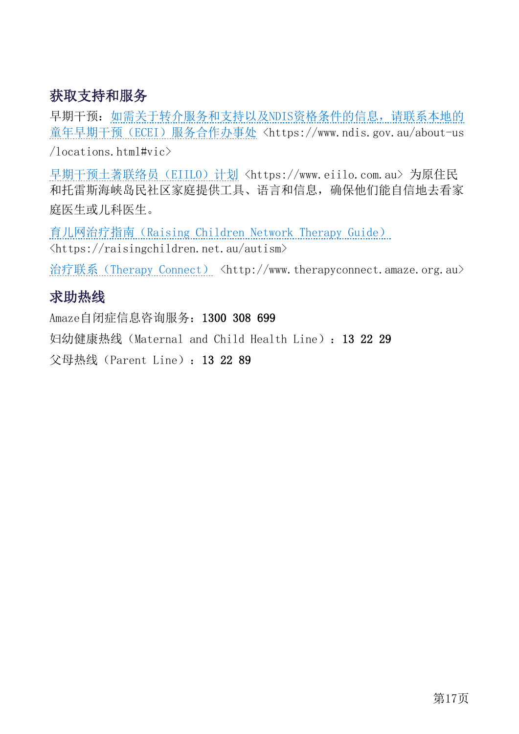## 获取支持和服务

早期干预：如需关于转介服务和支持以及NDIS资格条件的信息，请联系本地的童年早期干预（ECEI）服务合作办事处 <https://www.ndis.gov.au/about-us/locations.html#vic>

早期干预土著联络员（EIILO）计划 <https://www.eiilo.com.au> 为原住民和托雷斯海峡岛民社区家庭提供工具、语言和信息，确保他们能自信地去看家庭医生或儿科医生。

育儿网治疗指南（Raising Children Network Therapy Guide）<https://raisingchildren.net.au/autism>

治疗联系（Therapy Connect） <http://www.therapyconnect.amaze.org.au>

## 求助热线

Amaze自闭症信息咨询服务：**1300 308 699**

妇幼健康热线（Maternal and Child Health Line）：**13 22 29**

父母热线（Parent Line）：**13 22 89**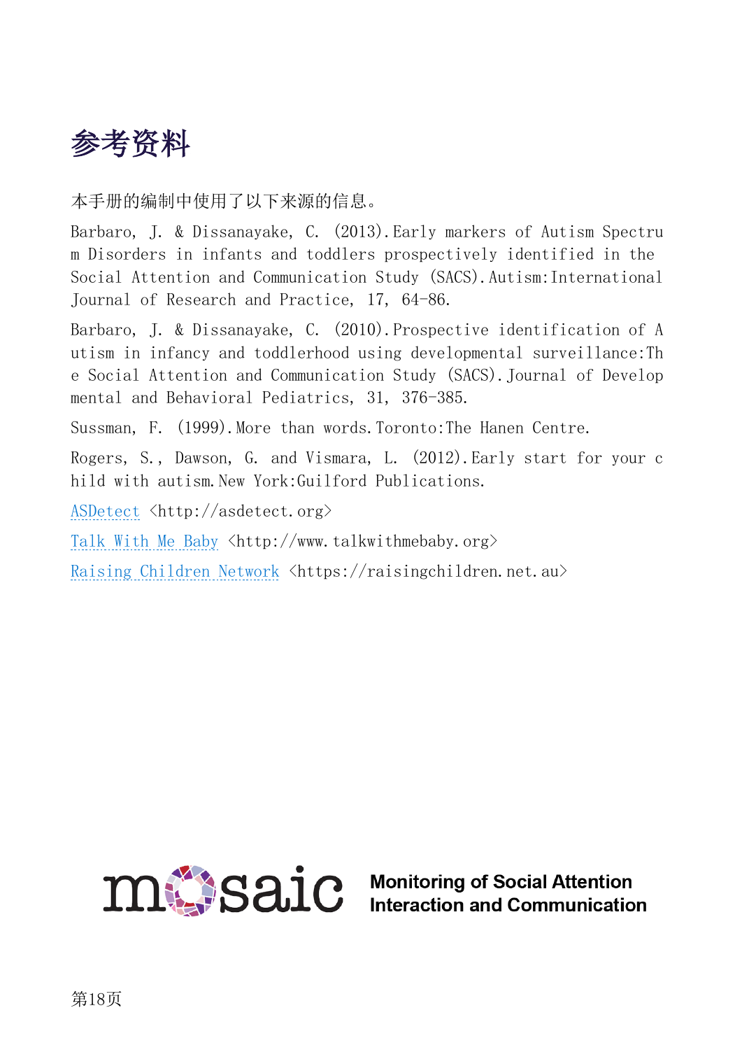# 参考资料

本手册的编制中使用了以下来源的信息。

Barbaro, J. & Dissanayake, C. (2013).Early markers of Autism Spectrum Disorders in infants and toddlers prospectively identified in the Social Attention and Communication Study (SACS).Autism:International Journal of Research and Practice, 17, 64-86.

Barbaro, J. & Dissanayake, C. (2010).Prospective identification of Autism in infancy and toddlerhood using developmental surveillance:The Social Attention and Communication Study (SACS).Journal of Developmental and Behavioral Pediatrics, 31, 376-385.

Sussman, F. (1999).More than words.Toronto:The Hanen Centre.

Rogers, S., Dawson, G. and Vismara, L. (2012).Early start for your child with autism.New York:Guilford Publications.

ASDetect <http://asdetect.org>

Talk With Me Baby <http://www.talkwithmebaby.org>

Raising Children Network <https://raisingchildren.net.au>

mosaic Monitoring of Social Attention Interaction and Communication